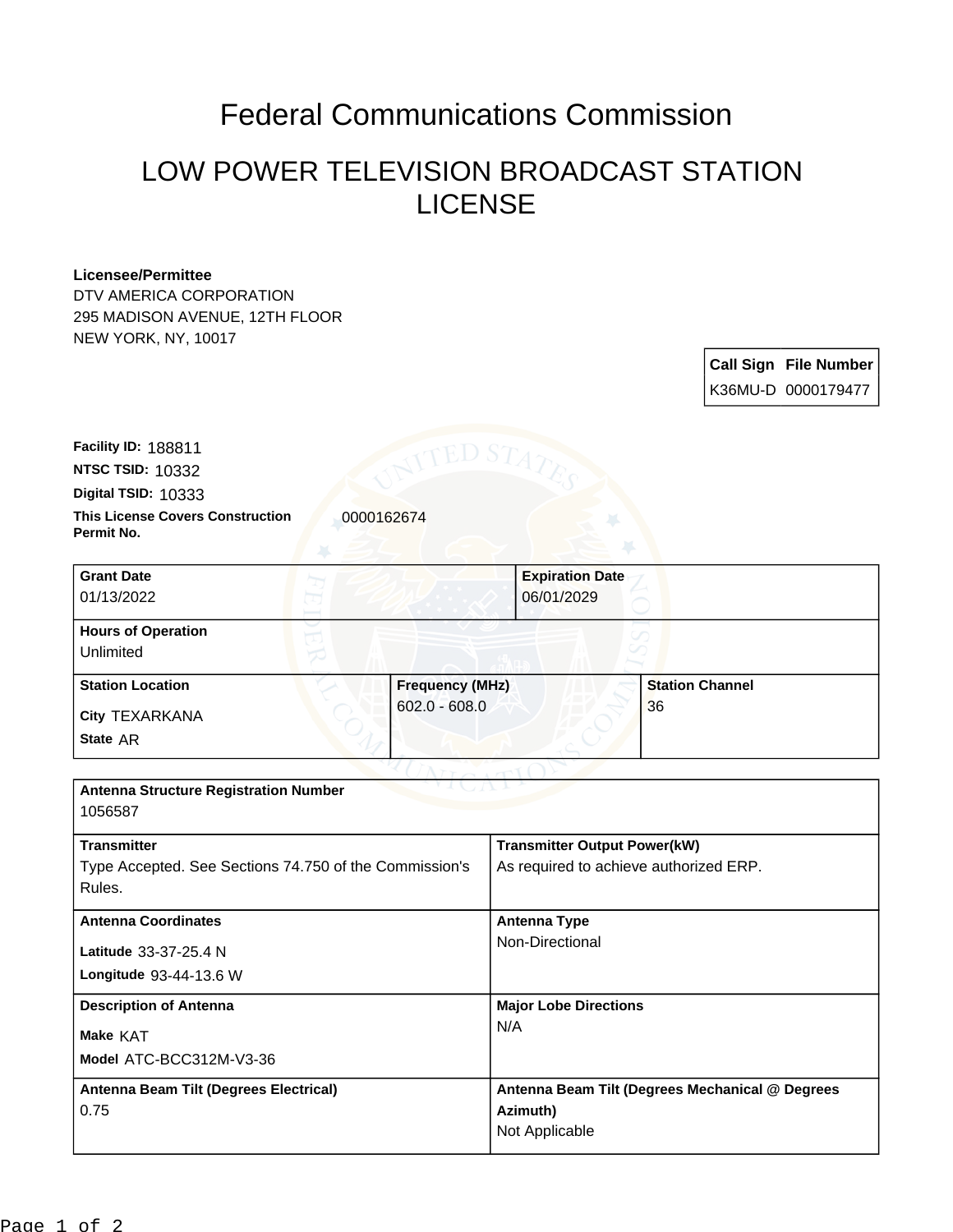# Federal Communications Commission

## LOW POWER TELEVISION BROADCAST STATION LICENSE

**Licensee/Permittee**
DTV AMERICA CORPORATION
295 MADISON AVENUE, 12TH FLOOR
NEW YORK, NY, 10017

| Call Sign | File Number |
|---|---|
| K36MU-D | 0000179477 |

**Facility ID:** 188811
**NTSC TSID:** 10332
**Digital TSID:** 10333
**This License Covers Construction Permit No.** 0000162674

| Grant Date | Expiration Date |
|---|---|
| 01/13/2022 | 06/01/2029 |

**Hours of Operation**
Unlimited

| Station Location | Frequency (MHz) | Station Channel |
|---|---|---|
| City TEXARKANA<br>State AR | 602.0 - 608.0 | 36 |

**Antenna Structure Registration Number**
1056587

| Transmitter | Transmitter Output Power(kW) |
|---|---|
| Type Accepted. See Sections 74.750 of the Commission's Rules. | As required to achieve authorized ERP. |

| Antenna Coordinates | Antenna Type |
|---|---|
| Latitude 33-37-25.4 N<br>Longitude 93-44-13.6 W | Non-Directional |

| Description of Antenna | Major Lobe Directions |
|---|---|
| Make KAT<br>Model ATC-BCC312M-V3-36 | N/A |

| Antenna Beam Tilt (Degrees Electrical) | Antenna Beam Tilt (Degrees Mechanical @ Degrees Azimuth) |
|---|---|
| 0.75 | Not Applicable |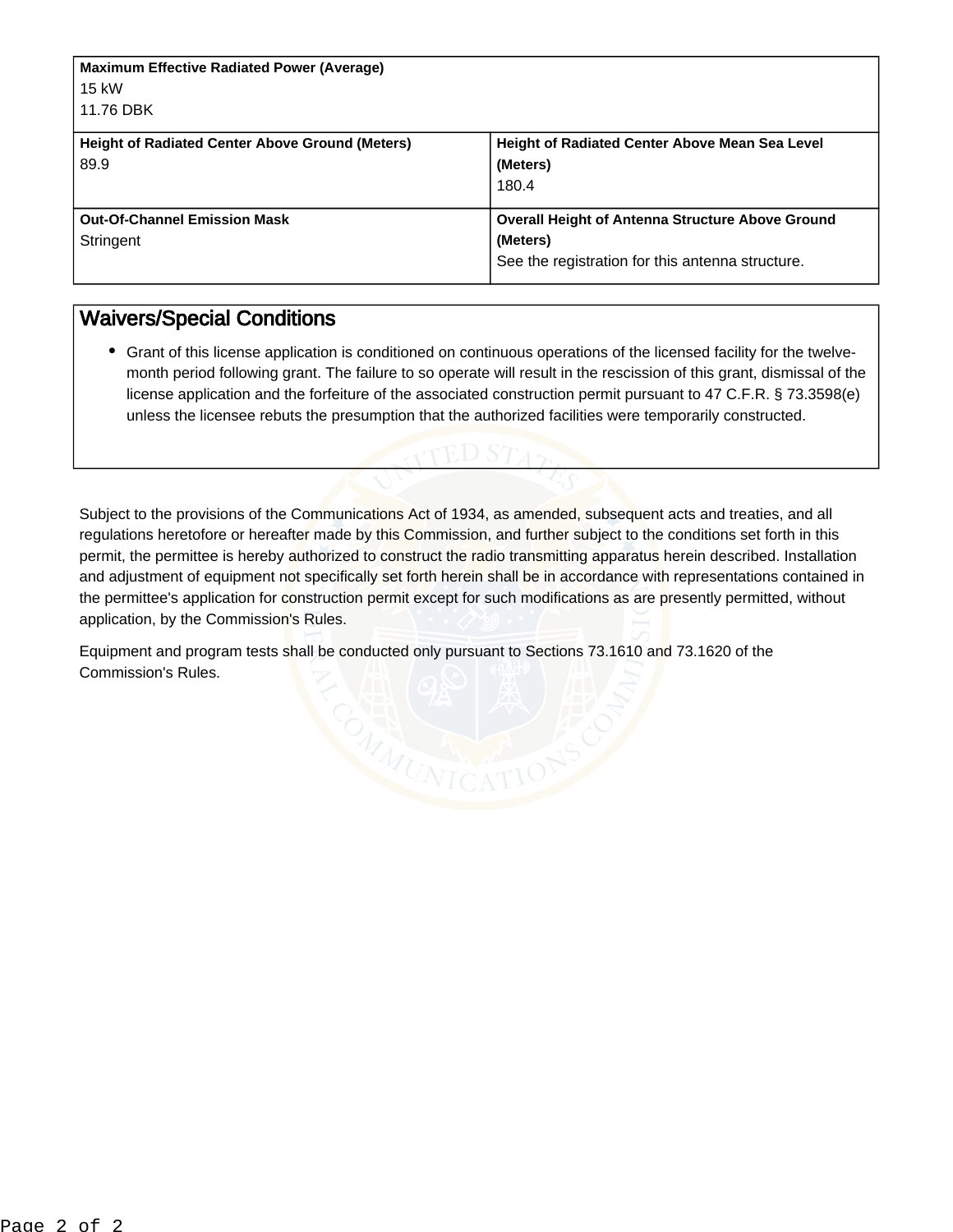| | |
|---|---|
| **Maximum Effective Radiated Power (Average)**<br>15 kW<br>11.76 DBK | |
| **Height of Radiated Center Above Ground (Meters)**<br>89.9 | **Height of Radiated Center Above Mean Sea Level (Meters)**<br>180.4 |
| **Out-Of-Channel Emission Mask**<br>Stringent | **Overall Height of Antenna Structure Above Ground (Meters)**<br>See the registration for this antenna structure. |

## Waivers/Special Conditions

- Grant of this license application is conditioned on continuous operations of the licensed facility for the twelve-month period following grant. The failure to so operate will result in the rescission of this grant, dismissal of the license application and the forfeiture of the associated construction permit pursuant to 47 C.F.R. § 73.3598(e) unless the licensee rebuts the presumption that the authorized facilities were temporarily constructed.

Subject to the provisions of the Communications Act of 1934, as amended, subsequent acts and treaties, and all regulations heretofore or hereafter made by this Commission, and further subject to the conditions set forth in this permit, the permittee is hereby authorized to construct the radio transmitting apparatus herein described. Installation and adjustment of equipment not specifically set forth herein shall be in accordance with representations contained in the permittee's application for construction permit except for such modifications as are presently permitted, without application, by the Commission's Rules.

Equipment and program tests shall be conducted only pursuant to Sections 73.1610 and 73.1620 of the Commission's Rules.